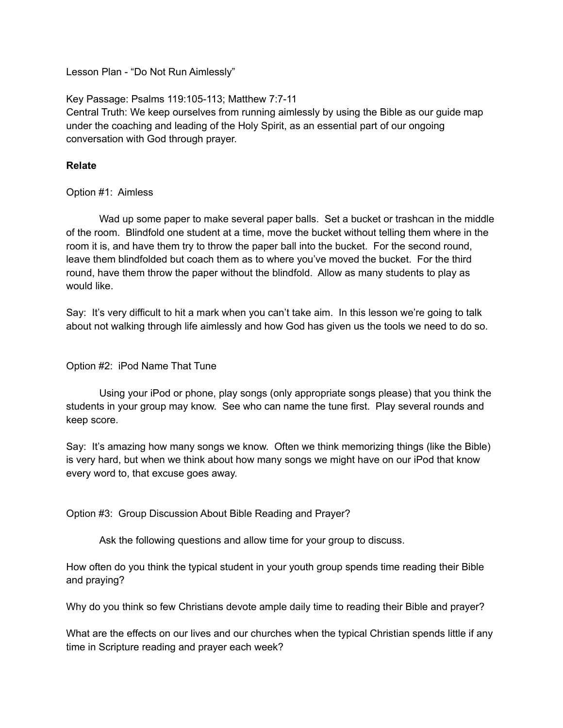Lesson Plan - “Do Not Run Aimlessly”

Key Passage: Psalms 119:105-113; Matthew 7:7-11

Central Truth: We keep ourselves from running aimlessly by using the Bible as our guide map under the coaching and leading of the Holy Spirit, as an essential part of our ongoing conversation with God through prayer.

**Relate**

Option #1: Aimless

Wad up some paper to make several paper balls. Set a bucket or trashcan in the middle of the room. Blindfold one student at a time, move the bucket without telling them where in the room it is, and have them try to throw the paper ball into the bucket. For the second round, leave them blindfolded but coach them as to where you’ve moved the bucket. For the third round, have them throw the paper without the blindfold. Allow as many students to play as would like.

Say: It’s very difficult to hit a mark when you can’t take aim. In this lesson we’re going to talk about not walking through life aimlessly and how God has given us the tools we need to do so.

Option #2: iPod Name That Tune

Using your iPod or phone, play songs (only appropriate songs please) that you think the students in your group may know. See who can name the tune first. Play several rounds and keep score.

Say: It’s amazing how many songs we know. Often we think memorizing things (like the Bible) is very hard, but when we think about how many songs we might have on our iPod that know every word to, that excuse goes away.

Option #3: Group Discussion About Bible Reading and Prayer?

Ask the following questions and allow time for your group to discuss.

How often do you think the typical student in your youth group spends time reading their Bible and praying?

Why do you think so few Christians devote ample daily time to reading their Bible and prayer?

What are the effects on our lives and our churches when the typical Christian spends little if any time in Scripture reading and prayer each week?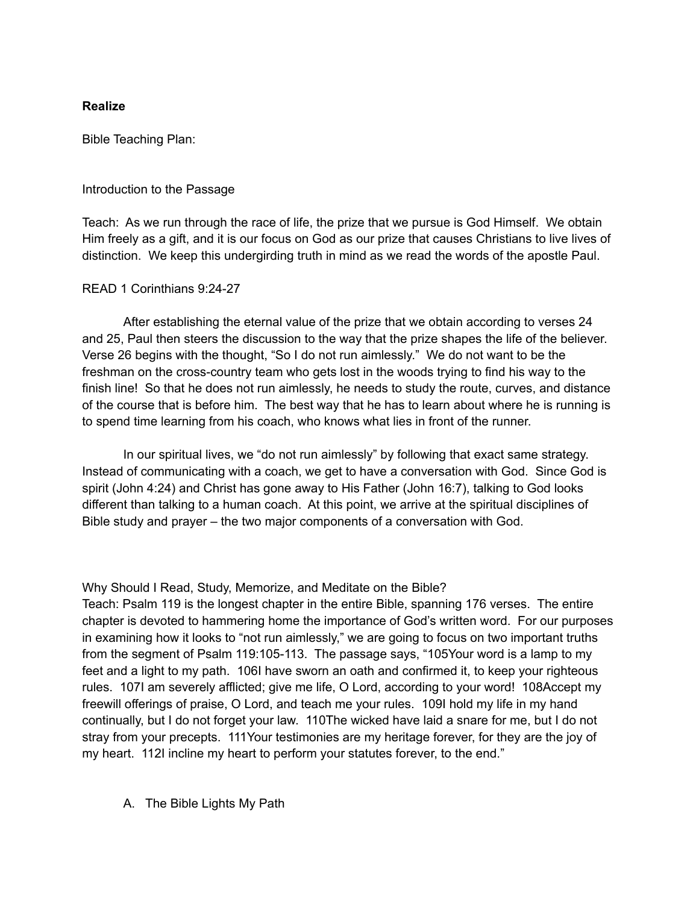**Realize**

Bible Teaching Plan:

Introduction to the Passage

Teach: As we run through the race of life, the prize that we pursue is God Himself. We obtain Him freely as a gift, and it is our focus on God as our prize that causes Christians to live lives of distinction. We keep this undergirding truth in mind as we read the words of the apostle Paul.

READ 1 Corinthians 9:24-27

After establishing the eternal value of the prize that we obtain according to verses 24 and 25, Paul then steers the discussion to the way that the prize shapes the life of the believer. Verse 26 begins with the thought, "So I do not run aimlessly." We do not want to be the freshman on the cross-country team who gets lost in the woods trying to find his way to the finish line! So that he does not run aimlessly, he needs to study the route, curves, and distance of the course that is before him. The best way that he has to learn about where he is running is to spend time learning from his coach, who knows what lies in front of the runner.

In our spiritual lives, we "do not run aimlessly" by following that exact same strategy. Instead of communicating with a coach, we get to have a conversation with God. Since God is spirit (John 4:24) and Christ has gone away to His Father (John 16:7), talking to God looks different than talking to a human coach. At this point, we arrive at the spiritual disciplines of Bible study and prayer – the two major components of a conversation with God.

Why Should I Read, Study, Memorize, and Meditate on the Bible?

Teach: Psalm 119 is the longest chapter in the entire Bible, spanning 176 verses. The entire chapter is devoted to hammering home the importance of God's written word. For our purposes in examining how it looks to "not run aimlessly," we are going to focus on two important truths from the segment of Psalm 119:105-113. The passage says, "105Your word is a lamp to my feet and a light to my path. 106I have sworn an oath and confirmed it, to keep your righteous rules. 107I am severely afflicted; give me life, O Lord, according to your word! 108Accept my freewill offerings of praise, O Lord, and teach me your rules. 109I hold my life in my hand continually, but I do not forget your law. 110The wicked have laid a snare for me, but I do not stray from your precepts. 111Your testimonies are my heritage forever, for they are the joy of my heart. 112I incline my heart to perform your statutes forever, to the end."

A. The Bible Lights My Path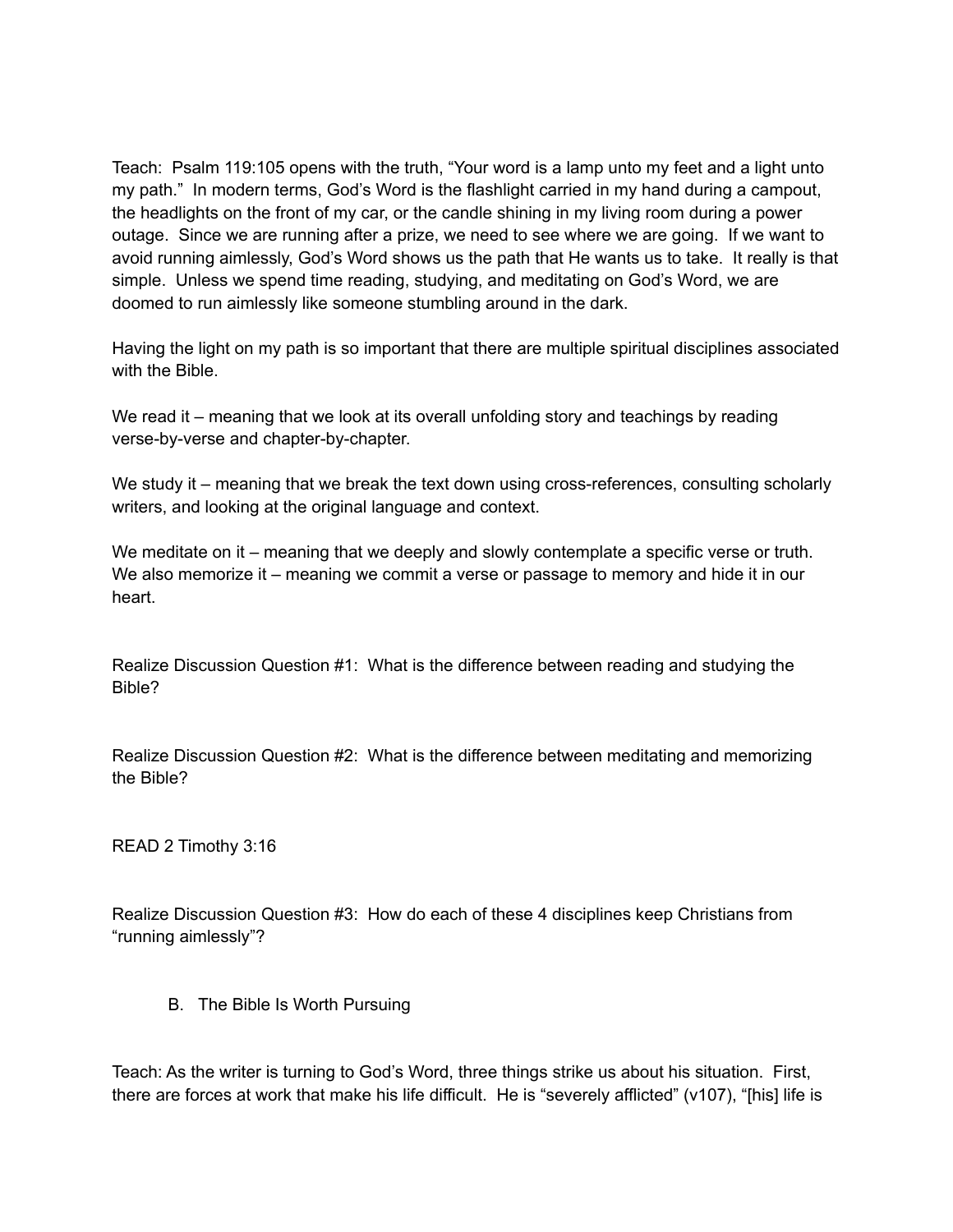Teach: Psalm 119:105 opens with the truth, “Your word is a lamp unto my feet and a light unto my path.” In modern terms, God’s Word is the flashlight carried in my hand during a campout, the headlights on the front of my car, or the candle shining in my living room during a power outage. Since we are running after a prize, we need to see where we are going. If we want to avoid running aimlessly, God’s Word shows us the path that He wants us to take. It really is that simple. Unless we spend time reading, studying, and meditating on God’s Word, we are doomed to run aimlessly like someone stumbling around in the dark.

Having the light on my path is so important that there are multiple spiritual disciplines associated with the Bible.

We read it – meaning that we look at its overall unfolding story and teachings by reading verse-by-verse and chapter-by-chapter.

We study it – meaning that we break the text down using cross-references, consulting scholarly writers, and looking at the original language and context.

We meditate on it – meaning that we deeply and slowly contemplate a specific verse or truth. We also memorize it – meaning we commit a verse or passage to memory and hide it in our heart.

Realize Discussion Question #1: What is the difference between reading and studying the Bible?

Realize Discussion Question #2: What is the difference between meditating and memorizing the Bible?

READ 2 Timothy 3:16

Realize Discussion Question #3: How do each of these 4 disciplines keep Christians from “running aimlessly”?

B. The Bible Is Worth Pursuing

Teach: As the writer is turning to God’s Word, three things strike us about his situation. First, there are forces at work that make his life difficult. He is “severely afflicted” (v107), “[his] life is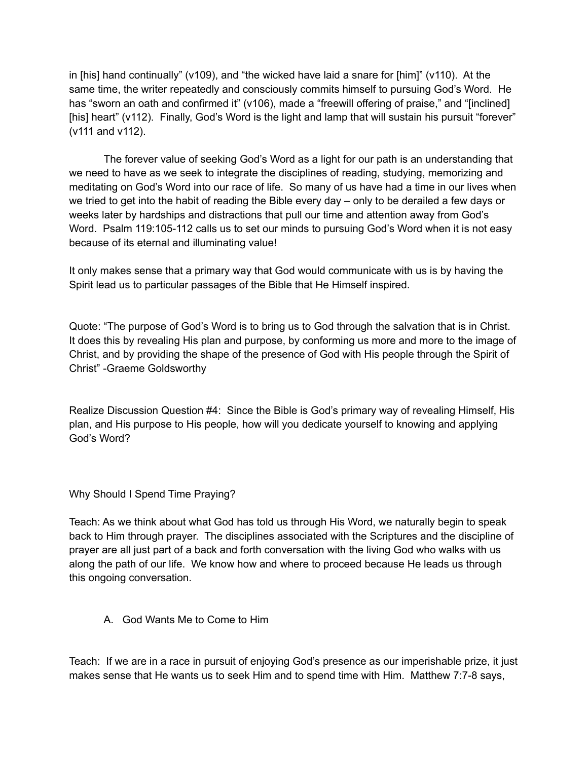in [his] hand continually" (v109), and "the wicked have laid a snare for [him]" (v110). At the same time, the writer repeatedly and consciously commits himself to pursuing God's Word. He has "sworn an oath and confirmed it" (v106), made a "freewill offering of praise," and "[inclined] [his] heart" (v112). Finally, God's Word is the light and lamp that will sustain his pursuit "forever" (v111 and v112).

The forever value of seeking God's Word as a light for our path is an understanding that we need to have as we seek to integrate the disciplines of reading, studying, memorizing and meditating on God's Word into our race of life. So many of us have had a time in our lives when we tried to get into the habit of reading the Bible every day – only to be derailed a few days or weeks later by hardships and distractions that pull our time and attention away from God's Word. Psalm 119:105-112 calls us to set our minds to pursuing God's Word when it is not easy because of its eternal and illuminating value!

It only makes sense that a primary way that God would communicate with us is by having the Spirit lead us to particular passages of the Bible that He Himself inspired.

Quote: "The purpose of God's Word is to bring us to God through the salvation that is in Christ. It does this by revealing His plan and purpose, by conforming us more and more to the image of Christ, and by providing the shape of the presence of God with His people through the Spirit of Christ" -Graeme Goldsworthy

Realize Discussion Question #4: Since the Bible is God's primary way of revealing Himself, His plan, and His purpose to His people, how will you dedicate yourself to knowing and applying God's Word?

## Why Should I Spend Time Praying?

Teach: As we think about what God has told us through His Word, we naturally begin to speak back to Him through prayer. The disciplines associated with the Scriptures and the discipline of prayer are all just part of a back and forth conversation with the living God who walks with us along the path of our life. We know how and where to proceed because He leads us through this ongoing conversation.

### A. God Wants Me to Come to Him

Teach: If we are in a race in pursuit of enjoying God's presence as our imperishable prize, it just makes sense that He wants us to seek Him and to spend time with Him. Matthew 7:7-8 says,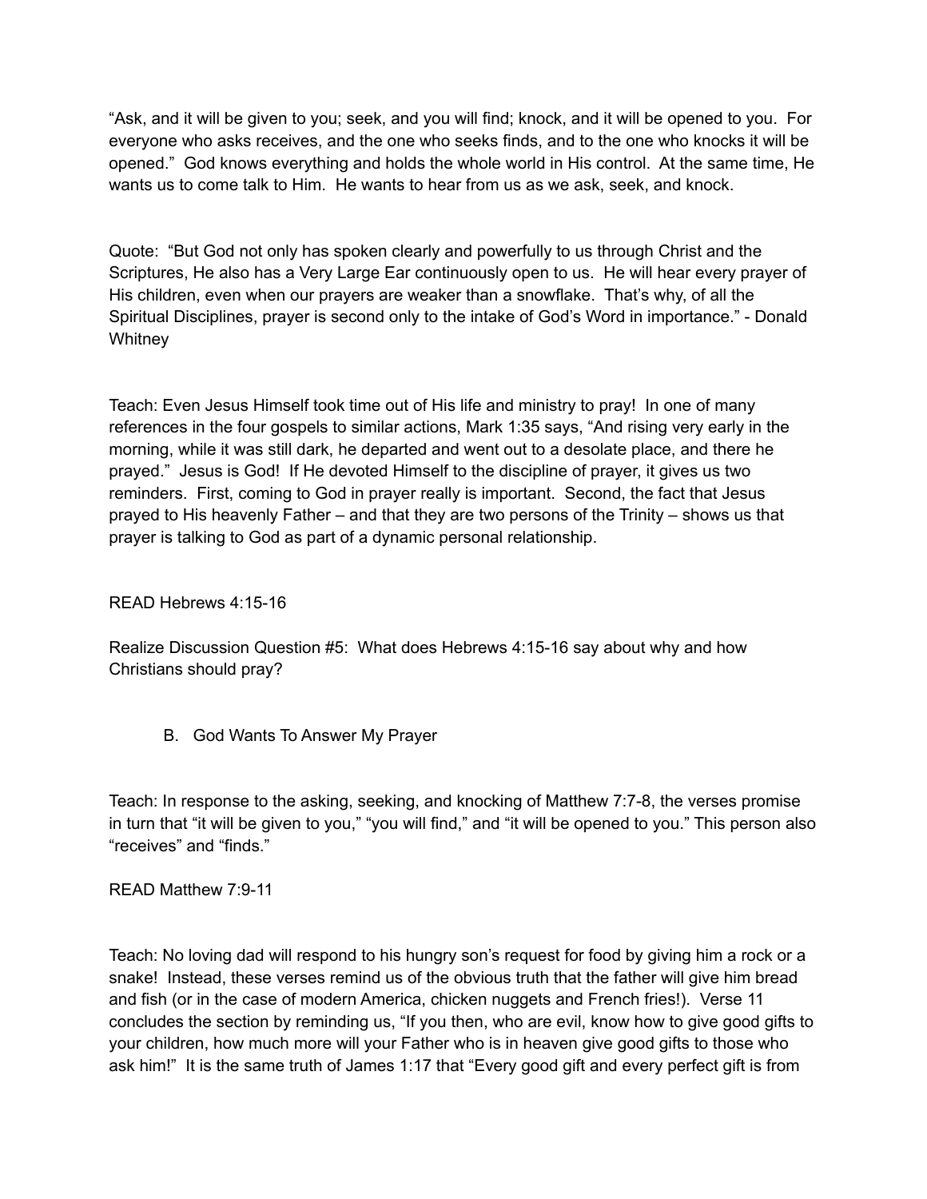"Ask, and it will be given to you; seek, and you will find; knock, and it will be opened to you. For everyone who asks receives, and the one who seeks finds, and to the one who knocks it will be opened." God knows everything and holds the whole world in His control. At the same time, He wants us to come talk to Him. He wants to hear from us as we ask, seek, and knock.

Quote: "But God not only has spoken clearly and powerfully to us through Christ and the Scriptures, He also has a Very Large Ear continuously open to us. He will hear every prayer of His children, even when our prayers are weaker than a snowflake. That's why, of all the Spiritual Disciplines, prayer is second only to the intake of God's Word in importance." - Donald Whitney

Teach: Even Jesus Himself took time out of His life and ministry to pray! In one of many references in the four gospels to similar actions, Mark 1:35 says, "And rising very early in the morning, while it was still dark, he departed and went out to a desolate place, and there he prayed." Jesus is God! If He devoted Himself to the discipline of prayer, it gives us two reminders. First, coming to God in prayer really is important. Second, the fact that Jesus prayed to His heavenly Father – and that they are two persons of the Trinity – shows us that prayer is talking to God as part of a dynamic personal relationship.

READ Hebrews 4:15-16

Realize Discussion Question #5: What does Hebrews 4:15-16 say about why and how Christians should pray?

### B. God Wants To Answer My Prayer

Teach: In response to the asking, seeking, and knocking of Matthew 7:7-8, the verses promise in turn that "it will be given to you," "you will find," and "it will be opened to you." This person also "receives" and "finds."

READ Matthew 7:9-11

Teach: No loving dad will respond to his hungry son's request for food by giving him a rock or a snake! Instead, these verses remind us of the obvious truth that the father will give him bread and fish (or in the case of modern America, chicken nuggets and French fries!). Verse 11 concludes the section by reminding us, "If you then, who are evil, know how to give good gifts to your children, how much more will your Father who is in heaven give good gifts to those who ask him!" It is the same truth of James 1:17 that "Every good gift and every perfect gift is from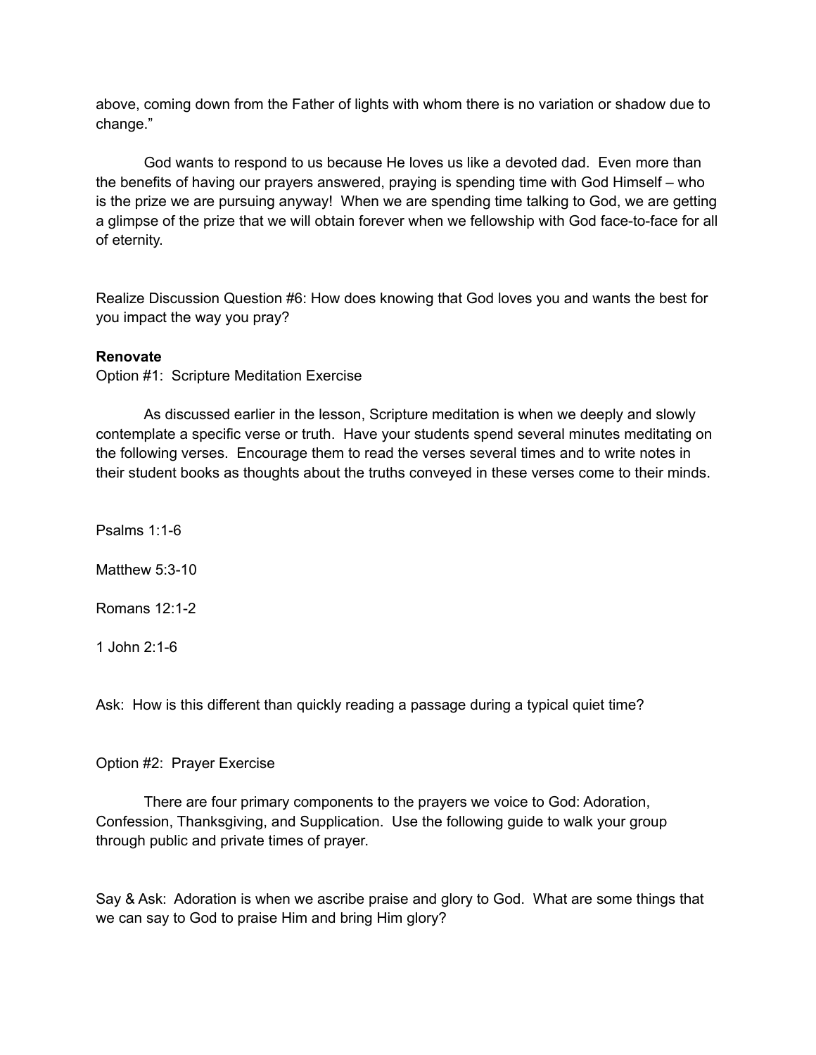above, coming down from the Father of lights with whom there is no variation or shadow due to change."

God wants to respond to us because He loves us like a devoted dad. Even more than the benefits of having our prayers answered, praying is spending time with God Himself – who is the prize we are pursuing anyway! When we are spending time talking to God, we are getting a glimpse of the prize that we will obtain forever when we fellowship with God face-to-face for all of eternity.

Realize Discussion Question #6: How does knowing that God loves you and wants the best for you impact the way you pray?

**Renovate**

Option #1: Scripture Meditation Exercise

As discussed earlier in the lesson, Scripture meditation is when we deeply and slowly contemplate a specific verse or truth. Have your students spend several minutes meditating on the following verses. Encourage them to read the verses several times and to write notes in their student books as thoughts about the truths conveyed in these verses come to their minds.

Psalms 1:1-6

Matthew 5:3-10

Romans 12:1-2

1 John 2:1-6

Ask: How is this different than quickly reading a passage during a typical quiet time?

Option #2: Prayer Exercise

There are four primary components to the prayers we voice to God: Adoration, Confession, Thanksgiving, and Supplication. Use the following guide to walk your group through public and private times of prayer.

Say & Ask: Adoration is when we ascribe praise and glory to God. What are some things that we can say to God to praise Him and bring Him glory?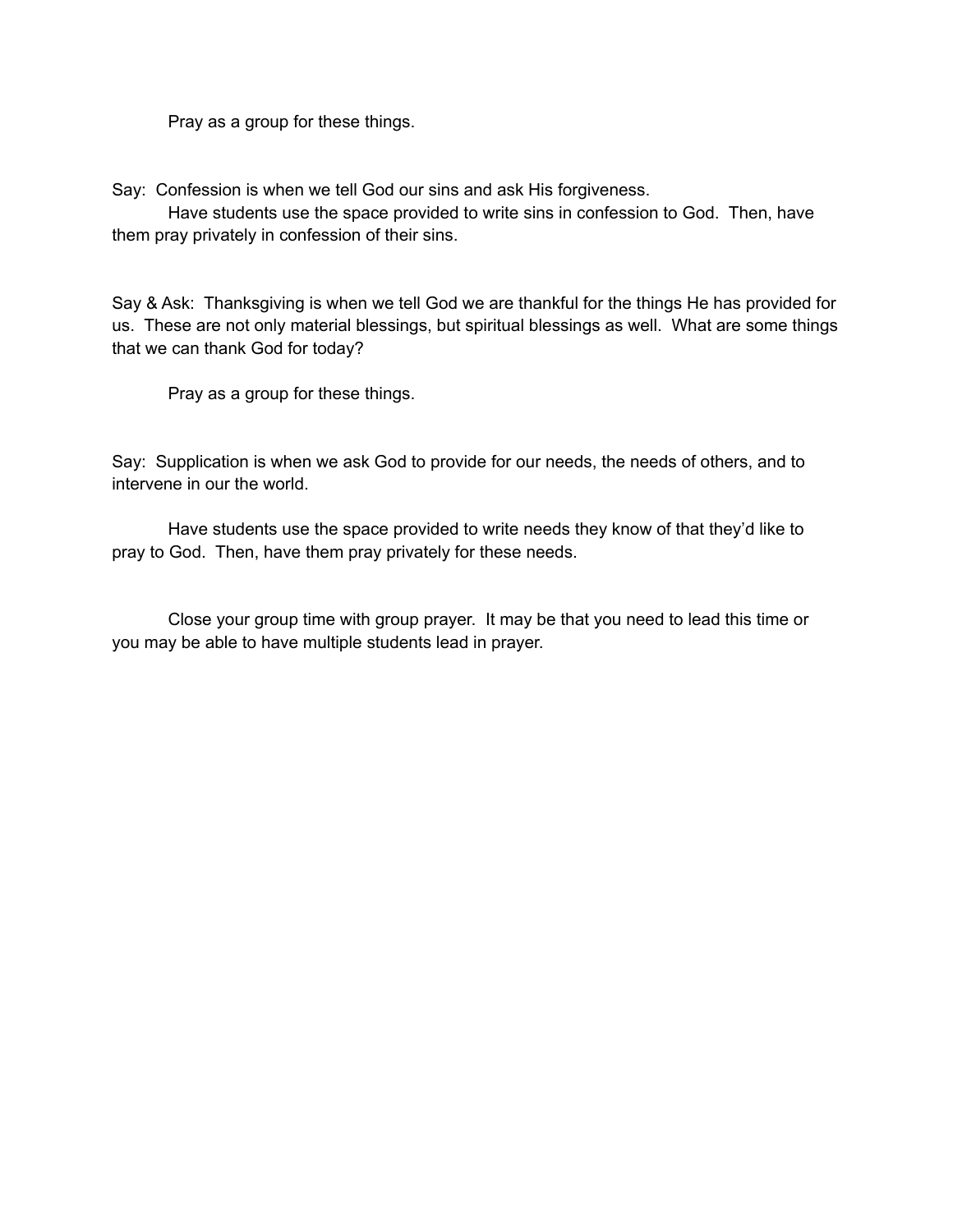Pray as a group for these things.

Say: Confession is when we tell God our sins and ask His forgiveness.

Have students use the space provided to write sins in confession to God. Then, have them pray privately in confession of their sins.

Say & Ask: Thanksgiving is when we tell God we are thankful for the things He has provided for us. These are not only material blessings, but spiritual blessings as well. What are some things that we can thank God for today?

Pray as a group for these things.

Say: Supplication is when we ask God to provide for our needs, the needs of others, and to intervene in our the world.

Have students use the space provided to write needs they know of that they'd like to pray to God. Then, have them pray privately for these needs.

Close your group time with group prayer. It may be that you need to lead this time or you may be able to have multiple students lead in prayer.